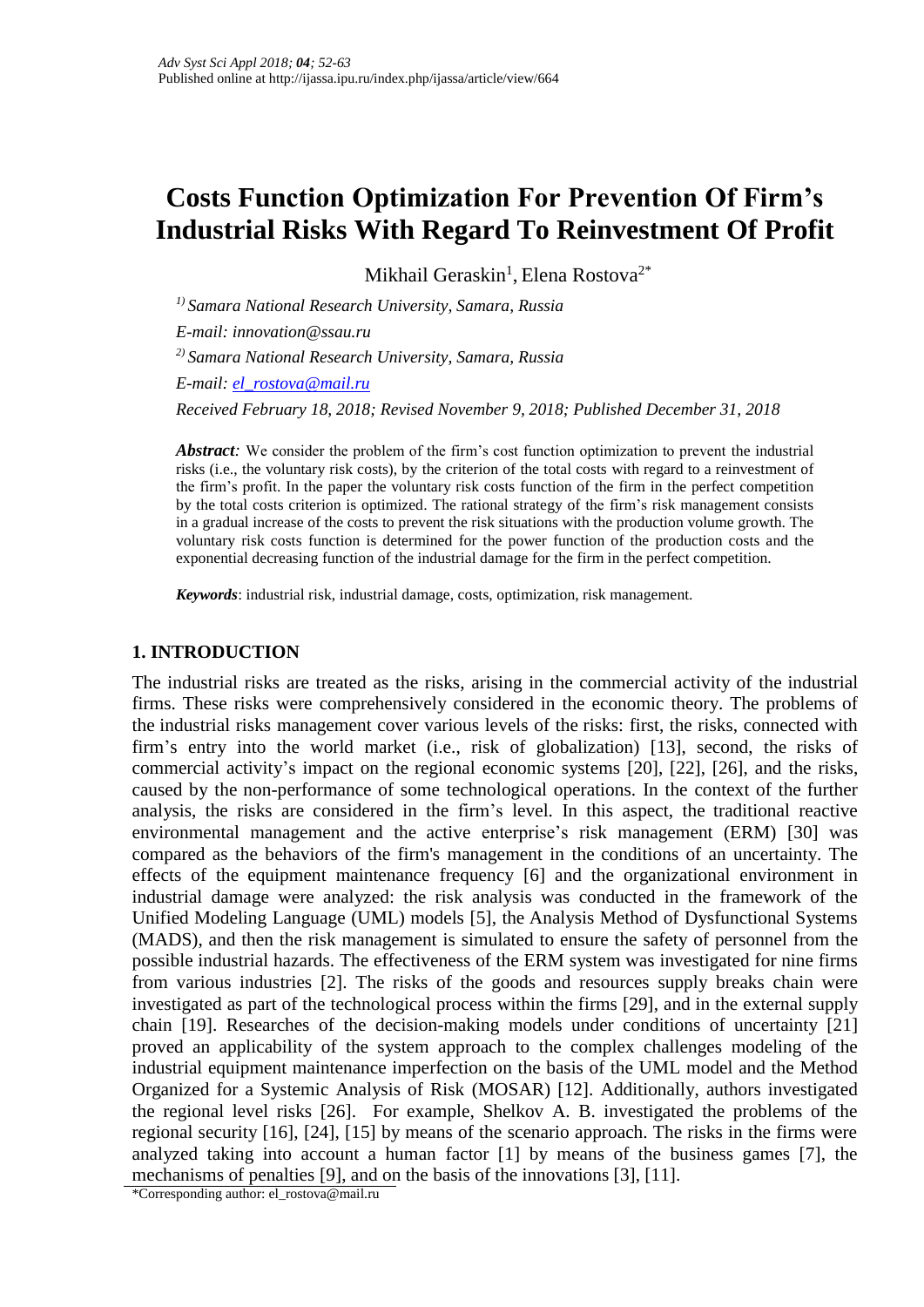# Costs Function Optimization For Prevention Of Firm's Industrial Risks With Regard To Reinvestment Of Profit

Mikhail Geraskin[1], Elena Rostova[2*]

*[1] Samara National Research University, Samara, Russia*

*E-mail: innovation@ssau.ru*

*[2] Samara National Research University, Samara, Russia*

*E-mail: el_rostova@mail.ru*

*Received February 18, 2018; Revised November 9, 2018; Published December 31, 2018*

***Abstract:*** We consider the problem of the firm's cost function optimization to prevent the industrial risks (i.e., the voluntary risk costs), by the criterion of the total costs with regard to a reinvestment of the firm's profit. In the paper the voluntary risk costs function of the firm in the perfect competition by the total costs criterion is optimized. The rational strategy of the firm's risk management consists in a gradual increase of the costs to prevent the risk situations with the production volume growth. The voluntary risk costs function is determined for the power function of the production costs and the exponential decreasing function of the industrial damage for the firm in the perfect competition.

***Keywords***: industrial risk, industrial damage, costs, optimization, risk management.

## 1. INTRODUCTION

The industrial risks are treated as the risks, arising in the commercial activity of the industrial firms. These risks were comprehensively considered in the economic theory. The problems of the industrial risks management cover various levels of the risks: first, the risks, connected with firm's entry into the world market (i.e., risk of globalization) [13], second, the risks of commercial activity's impact on the regional economic systems [20], [22], [26], and the risks, caused by the non-performance of some technological operations. In the context of the further analysis, the risks are considered in the firm's level. In this aspect, the traditional reactive environmental management and the active enterprise's risk management (ERM) [30] was compared as the behaviors of the firm's management in the conditions of an uncertainty. The effects of the equipment maintenance frequency [6] and the organizational environment in industrial damage were analyzed: the risk analysis was conducted in the framework of the Unified Modeling Language (UML) models [5], the Analysis Method of Dysfunctional Systems (MADS), and then the risk management is simulated to ensure the safety of personnel from the possible industrial hazards. The effectiveness of the ERM system was investigated for nine firms from various industries [2]. The risks of the goods and resources supply breaks chain were investigated as part of the technological process within the firms [29], and in the external supply chain [19]. Researches of the decision-making models under conditions of uncertainty [21] proved an applicability of the system approach to the complex challenges modeling of the industrial equipment maintenance imperfection on the basis of the UML model and the Method Organized for a Systemic Analysis of Risk (MOSAR) [12]. Additionally, authors investigated the regional level risks [26]. For example, Shelkov A. B. investigated the problems of the regional security [16], [24], [15] by means of the scenario approach. The risks in the firms were analyzed taking into account a human factor [1] by means of the business games [7], the mechanisms of penalties [9], and on the basis of the innovations [3], [11].

*Corresponding author: el_rostova@mail.ru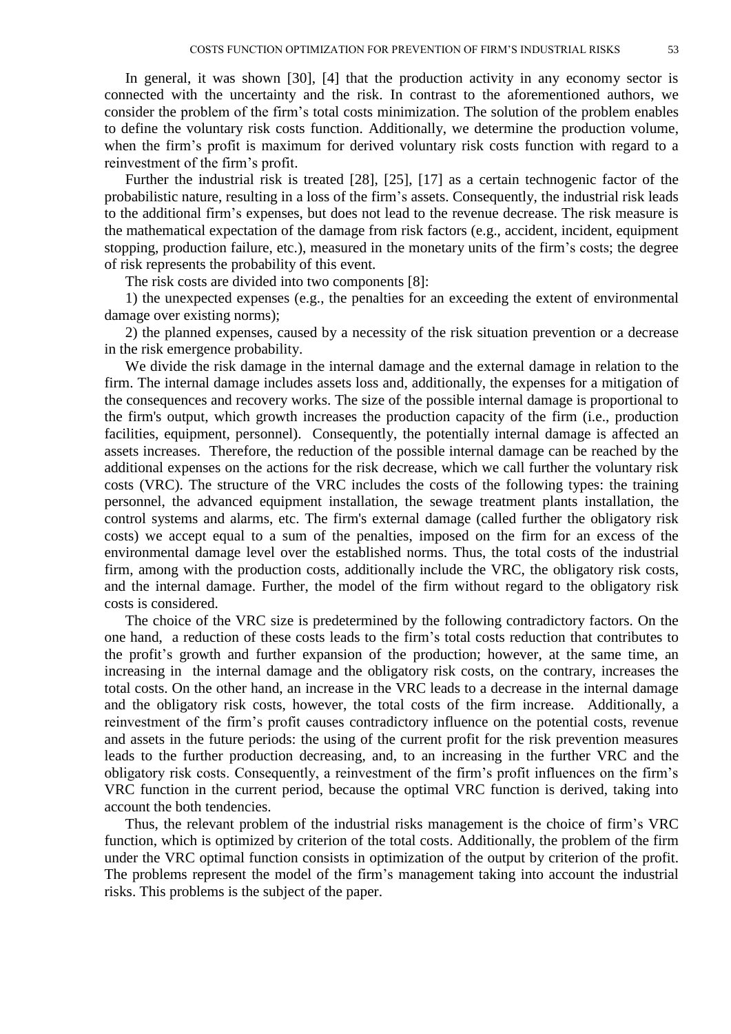In general, it was shown [30], [4] that the production activity in any economy sector is connected with the uncertainty and the risk. In contrast to the aforementioned authors, we consider the problem of the firm's total costs minimization. The solution of the problem enables to define the voluntary risk costs function. Additionally, we determine the production volume, when the firm's profit is maximum for derived voluntary risk costs function with regard to a reinvestment of the firm's profit.

Further the industrial risk is treated [28], [25], [17] as a certain technogenic factor of the probabilistic nature, resulting in a loss of the firm's assets. Consequently, the industrial risk leads to the additional firm's expenses, but does not lead to the revenue decrease. The risk measure is the mathematical expectation of the damage from risk factors (e.g., accident, incident, equipment stopping, production failure, etc.), measured in the monetary units of the firm's costs; the degree of risk represents the probability of this event.

The risk costs are divided into two components [8]:

1) the unexpected expenses (e.g., the penalties for an exceeding the extent of environmental damage over existing norms);

2) the planned expenses, caused by a necessity of the risk situation prevention or a decrease in the risk emergence probability.

We divide the risk damage in the internal damage and the external damage in relation to the firm. The internal damage includes assets loss and, additionally, the expenses for a mitigation of the consequences and recovery works. The size of the possible internal damage is proportional to the firm's output, which growth increases the production capacity of the firm (i.e., production facilities, equipment, personnel). Consequently, the potentially internal damage is affected an assets increases. Therefore, the reduction of the possible internal damage can be reached by the additional expenses on the actions for the risk decrease, which we call further the voluntary risk costs (VRC). The structure of the VRC includes the costs of the following types: the training personnel, the advanced equipment installation, the sewage treatment plants installation, the control systems and alarms, etc. The firm's external damage (called further the obligatory risk costs) we accept equal to a sum of the penalties, imposed on the firm for an excess of the environmental damage level over the established norms. Thus, the total costs of the industrial firm, among with the production costs, additionally include the VRC, the obligatory risk costs, and the internal damage. Further, the model of the firm without regard to the obligatory risk costs is considered.

The choice of the VRC size is predetermined by the following contradictory factors. On the one hand, a reduction of these costs leads to the firm's total costs reduction that contributes to the profit's growth and further expansion of the production; however, at the same time, an increasing in the internal damage and the obligatory risk costs, on the contrary, increases the total costs. On the other hand, an increase in the VRC leads to a decrease in the internal damage and the obligatory risk costs, however, the total costs of the firm increase. Additionally, a reinvestment of the firm's profit causes contradictory influence on the potential costs, revenue and assets in the future periods: the using of the current profit for the risk prevention measures leads to the further production decreasing, and, to an increasing in the further VRC and the obligatory risk costs. Consequently, a reinvestment of the firm's profit influences on the firm's VRC function in the current period, because the optimal VRC function is derived, taking into account the both tendencies.

Thus, the relevant problem of the industrial risks management is the choice of firm's VRC function, which is optimized by criterion of the total costs. Additionally, the problem of the firm under the VRC optimal function consists in optimization of the output by criterion of the profit. The problems represent the model of the firm's management taking into account the industrial risks. This problems is the subject of the paper.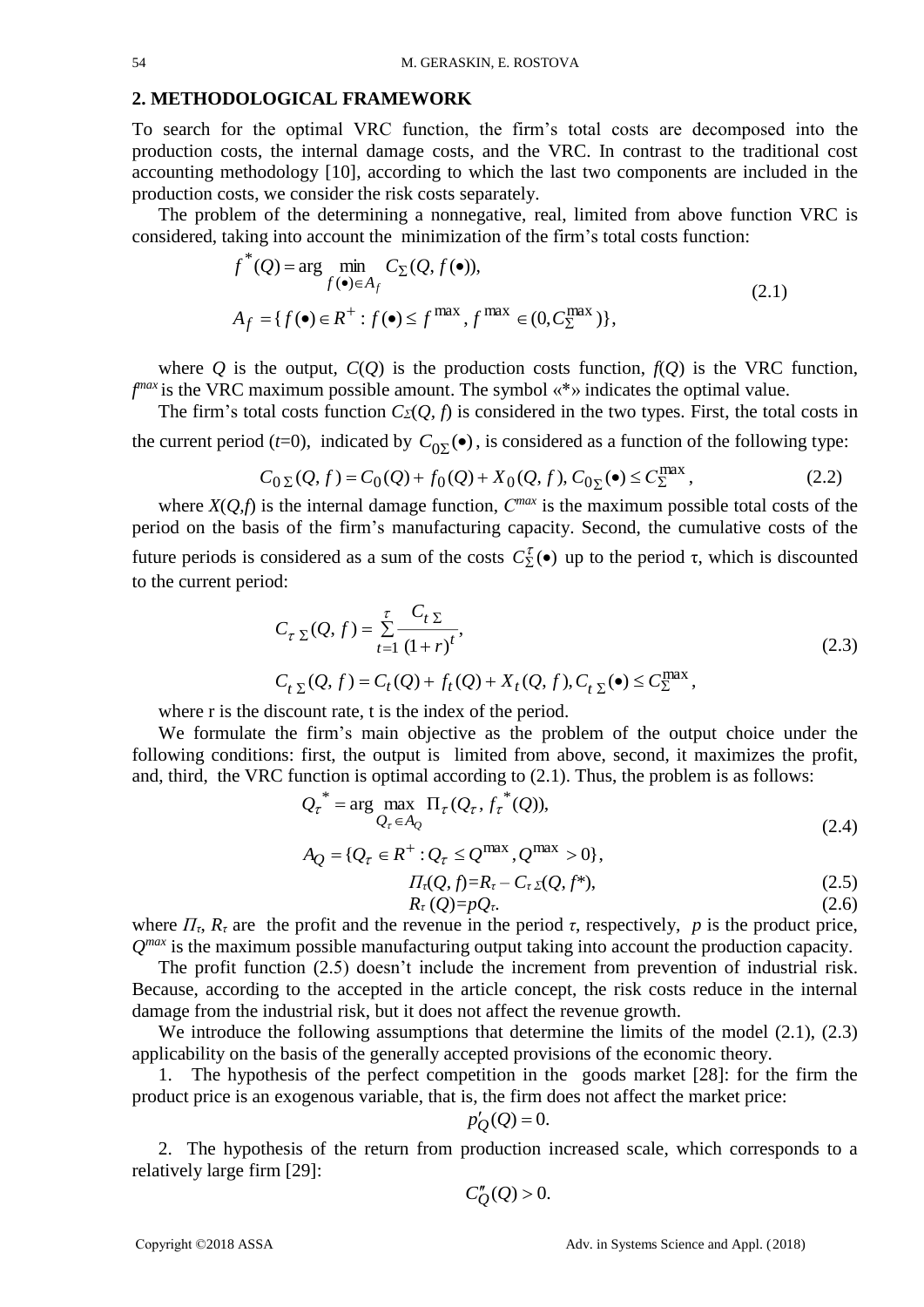## 2. METHODOLOGICAL FRAMEWORK

To search for the optimal VRC function, the firm's total costs are decomposed into the production costs, the internal damage costs, and the VRC. In contrast to the traditional cost accounting methodology [10], according to which the last two components are included in the production costs, we consider the risk costs separately.

The problem of the determining a nonnegative, real, limited from above function VRC is considered, taking into account the minimization of the firm's total costs function:

$$f^*(Q) = \arg \min_{f(\bullet)\in A_f} C_\Sigma(Q, f(\bullet)),$$
$$A_f = \{f(\bullet) \in R^+ : f(\bullet) \le f^{\max}, f^{\max} \in (0, C_\Sigma^{\max})\}, \tag{2.1}$$

where $Q$ is the output, $C(Q)$ is the production costs function, $f(Q)$ is the VRC function, $f^{max}$ is the VRC maximum possible amount. The symbol «*» indicates the optimal value.

The firm's total costs function $C_\Sigma(Q, f)$ is considered in the two types. First, the total costs in the current period ($t$=0), indicated by $C_{0\Sigma}(\bullet)$, is considered as a function of the following type:

$$C_{0\Sigma}(Q, f) = C_0(Q) + f_0(Q) + X_0(Q, f), C_{0\Sigma}(\bullet) \le C_\Sigma^{\max}, \tag{2.2}$$

where $X(Q,f)$ is the internal damage function, $C^{max}$ is the maximum possible total costs of the period on the basis of the firm's manufacturing capacity. Second, the cumulative costs of the future periods is considered as a sum of the costs $C_\Sigma^\tau(\bullet)$ up to the period $\tau$, which is discounted to the current period:

$$C_{\tau\Sigma}(Q, f) = \sum_{t=1}^{\tau} \frac{C_{t\Sigma}}{(1+r)^t},$$
$$C_{t\Sigma}(Q, f) = C_t(Q) + f_t(Q) + X_t(Q, f), C_{t\Sigma}(\bullet) \le C_\Sigma^{\max}, \tag{2.3}$$

where r is the discount rate, t is the index of the period.

We formulate the firm's main objective as the problem of the output choice under the following conditions: first, the output is limited from above, second, it maximizes the profit, and, third, the VRC function is optimal according to (2.1). Thus, the problem is as follows:

$$Q_\tau^* = \arg \max_{Q_\tau \in A_Q} \Pi_\tau(Q_\tau, f_\tau^*(Q)),$$
$$A_Q = \{Q_\tau \in R^+ : Q_\tau \le Q^{\max}, Q^{\max} > 0\}, \tag{2.4}$$

$$\Pi_\tau(Q, f) = R_\tau - C_{\tau\Sigma}(Q, f^*), \tag{2.5}$$

$$R_\tau(Q) = pQ_\tau. \tag{2.6}$$

where $\Pi_\tau$, $R_\tau$ are the profit and the revenue in the period $\tau$, respectively, $p$ is the product price, $Q^{max}$ is the maximum possible manufacturing output taking into account the production capacity.

The profit function (2.5) doesn't include the increment from prevention of industrial risk. Because, according to the accepted in the article concept, the risk costs reduce in the internal damage from the industrial risk, but it does not affect the revenue growth.

We introduce the following assumptions that determine the limits of the model (2.1), (2.3) applicability on the basis of the generally accepted provisions of the economic theory.

1. The hypothesis of the perfect competition in the goods market [28]: for the firm the product price is an exogenous variable, that is, the firm does not affect the market price:

$$p'_Q(Q) = 0.$$

2. The hypothesis of the return from production increased scale, which corresponds to a relatively large firm [29]:

$$C''_Q(Q) > 0.$$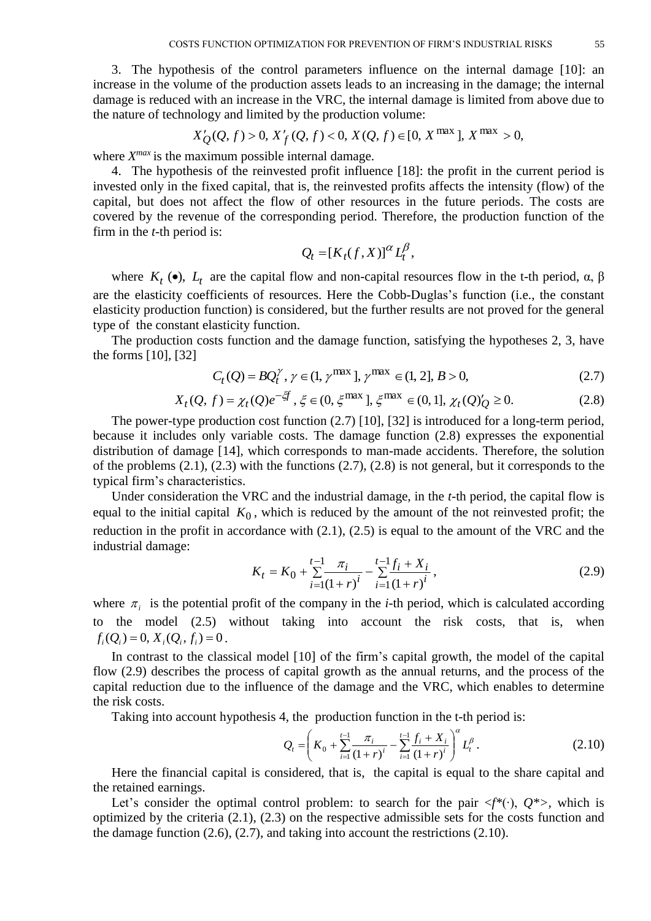3. The hypothesis of the control parameters influence on the internal damage [10]: an increase in the volume of the production assets leads to an increasing in the damage; the internal damage is reduced with an increase in the VRC, the internal damage is limited from above due to the nature of technology and limited by the production volume:

$$X'_Q(Q, f) > 0,\ X'_f(Q, f) < 0,\ X(Q, f) \in [0, X^{\max}],\ X^{\max} > 0,$$

where $X^{max}$ is the maximum possible internal damage.

4. The hypothesis of the reinvested profit influence [18]: the profit in the current period is invested only in the fixed capital, that is, the reinvested profits affects the intensity (flow) of the capital, but does not affect the flow of other resources in the future periods. The costs are covered by the revenue of the corresponding period. Therefore, the production function of the firm in the *t*-th period is:

$$Q_t = [K_t(f, X)]^{\alpha} L_t^{\beta},$$

where $K_t(\bullet)$, $L_t$ are the capital flow and non-capital resources flow in the t-th period, α, β are the elasticity coefficients of resources. Here the Cobb-Duglas's function (i.e., the constant elasticity production function) is considered, but the further results are not proved for the general type of the constant elasticity function.

The production costs function and the damage function, satisfying the hypotheses 2, 3, have the forms [10], [32]

$$C_t(Q) = BQ_t^{\gamma},\ \gamma \in (1, \gamma^{\max}],\ \gamma^{\max} \in (1, 2],\ B > 0, \tag{2.7}$$

$$X_t(Q,\ f) = \chi_t(Q)e^{-\xi f},\ \xi \in (0, \xi^{\max}],\ \xi^{\max} \in (0, 1],\ \chi_t(Q)'_Q \geq 0. \tag{2.8}$$

The power-type production cost function (2.7) [10], [32] is introduced for a long-term period, because it includes only variable costs. The damage function (2.8) expresses the exponential distribution of damage [14], which corresponds to man-made accidents. Therefore, the solution of the problems (2.1), (2.3) with the functions (2.7), (2.8) is not general, but it corresponds to the typical firm's characteristics.

Under consideration the VRC and the industrial damage, in the *t*-th period, the capital flow is equal to the initial capital $K_0$, which is reduced by the amount of the not reinvested profit; the reduction in the profit in accordance with (2.1), (2.5) is equal to the amount of the VRC and the industrial damage:

$$K_t = K_0 + \sum_{i=1}^{t-1} \frac{\pi_i}{(1+r)^i} - \sum_{i=1}^{t-1} \frac{f_i + X_i}{(1+r)^i}, \tag{2.9}$$

where $\pi_i$ is the potential profit of the company in the *i*-th period, which is calculated according to the model (2.5) without taking into account the risk costs, that is, when $f_i(Q_i) = 0,\ X_i(Q_i,\ f_i) = 0$.

In contrast to the classical model [10] of the firm's capital growth, the model of the capital flow (2.9) describes the process of capital growth as the annual returns, and the process of the capital reduction due to the influence of the damage and the VRC, which enables to determine the risk costs.

Taking into account hypothesis 4, the production function in the t-th period is:

$$Q_t = \left( K_0 + \sum_{i=1}^{t-1} \frac{\pi_i}{(1+r)^i} - \sum_{i=1}^{t-1} \frac{f_i + X_i}{(1+r)^i} \right)^{\alpha} L_t^{\beta}. \tag{2.10}$$

Here the financial capital is considered, that is, the capital is equal to the share capital and the retained earnings.

Let's consider the optimal control problem: to search for the pair <$f^*(\cdot)$, $Q^*$>, which is optimized by the criteria (2.1), (2.3) on the respective admissible sets for the costs function and the damage function (2.6), (2.7), and taking into account the restrictions (2.10).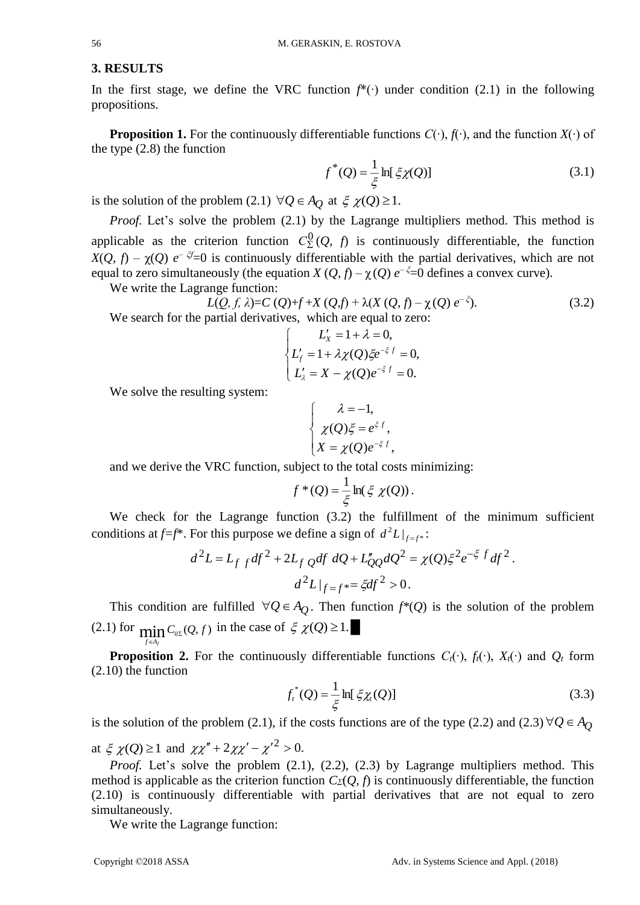## 3. RESULTS

In the first stage, we define the VRC function $f^*(\cdot)$ under condition (2.1) in the following propositions.

**Proposition 1.** For the continuously differentiable functions $C(\cdot)$, $f(\cdot)$, and the function $X(\cdot)$ of the type (2.8) the function

$$f^*(Q) = \frac{1}{\xi}\ln[\,\xi\chi(Q)] \tag{3.1}$$

is the solution of the problem (2.1) $\forall Q \in A_Q$ at $\xi\,\chi(Q) \geq 1$.

*Proof.* Let's solve the problem (2.1) by the Lagrange multipliers method. This method is applicable as the criterion function $C_{\Sigma}^{0}(Q,\, f)$ is continuously differentiable, the function $X(Q,\, f) - \chi(Q)\, e^{-\xi f}=0$ is continuously differentiable with the partial derivatives, which are not equal to zero simultaneously (the equation $X\,(Q,\, f) - \chi\,(Q)\, e^{-\xi}=0$ defines a convex curve).

We write the Lagrange function:

$$L(Q,\, f,\, \lambda)=C\,(Q)+f+X\,(Q,f) + \lambda(X\,(Q,\, f) - \chi\,(Q)\, e^{-\xi}). \tag{3.2}$$

We search for the partial derivatives, which are equal to zero:

$$\begin{cases} L'_X = 1 + \lambda = 0, \\ L'_f = 1 + \lambda\chi(Q)\xi e^{-\xi\, f} = 0, \\ L'_\lambda = X - \chi(Q)e^{-\xi\, f} = 0. \end{cases}$$

We solve the resulting system:

$$\begin{cases} \lambda = -1, \\ \chi(Q)\xi = e^{\xi\, f}, \\ X = \chi(Q)e^{-\xi\, f}, \end{cases}$$

and we derive the VRC function, subject to the total costs minimizing:

$$f^*(Q) = \frac{1}{\xi}\ln(\,\xi\;\chi(Q))\,.$$

We check for the Lagrange function (3.2) the fulfillment of the minimum sufficient conditions at $f=f^*$. For this purpose we define a sign of $d^2L\,|_{f=f^*}$:

$$d^2L = L_{f\;f}\,df^{\,2} + 2L_{f\;Q}df\;dQ + L''_{QQ}dQ^2 = \chi(Q)\xi^2 e^{-\xi\; f}df^{\,2}\,.$$

$$d^2L\,|_{\,f\,=\,f^*} = \xi df^{\,2} > 0\,.$$

This condition are fulfilled $\forall Q \in A_Q$. Then function $f^*(Q)$ is the solution of the problem (2.1) for $\min\limits_{f\in A_f} C_{0\Sigma}(Q,f)$ in the case of $\xi\;\chi(Q) \geq 1$. ■

**Proposition 2.** For the continuously differentiable functions $C_t(\cdot)$, $f_t(\cdot)$, $X_t(\cdot)$ and $Q_t$ form (2.10) the function

$$f_t^*(Q) = \frac{1}{\xi}\ln[\,\xi\chi_t(Q)] \tag{3.3}$$

is the solution of the problem (2.1), if the costs functions are of the type (2.2) and (2.3) $\forall Q \in A_Q$ at $\xi\;\chi(Q) \geq 1$ and $\chi\chi'' + 2\chi\chi' - \chi'^2 > 0$.

*Proof.* Let's solve the problem (2.1), (2.2), (2.3) by Lagrange multipliers method. This method is applicable as the criterion function $C_\Sigma(Q,\, f)$ is continuously differentiable, the function (2.10) is continuously differentiable with partial derivatives that are not equal to zero simultaneously.

We write the Lagrange function: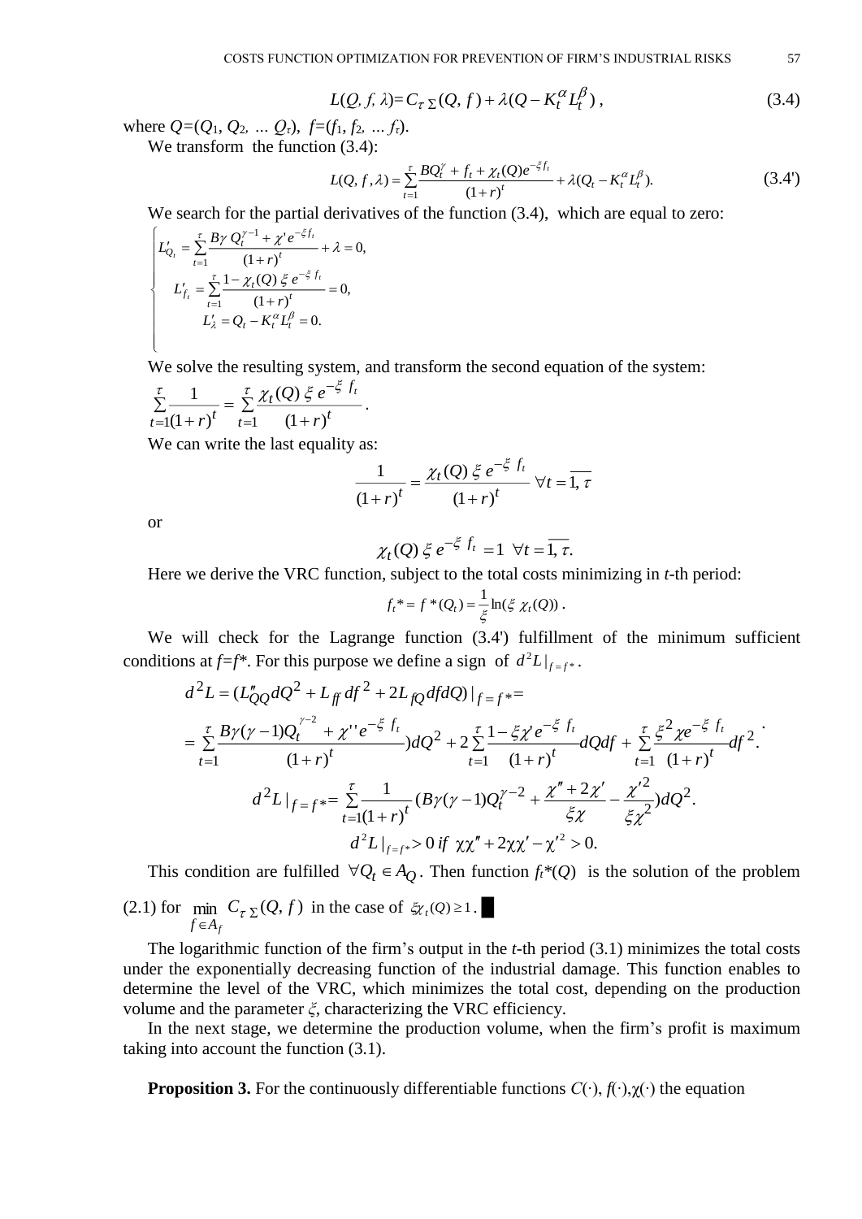$$L(Q, f, \lambda) = C_{\tau\,\Sigma}(Q, f) + \lambda(Q - K_t^{\alpha} L_t^{\beta})\,, \tag{3.4}$$

where $Q=(Q_1, Q_2, \ldots Q_\tau)$, $f=(f_1, f_2, \ldots f_t)$.

We transform the function (3.4):

$$L(Q, f, \lambda) = \sum_{t=1}^{\tau} \frac{BQ_t^{\gamma} + f_t + \chi_t(Q) e^{-\xi f_t}}{(1+r)^t} + \lambda(Q_t - K_t^{\alpha} L_t^{\beta}). \tag{3.4'}$$

We search for the partial derivatives of the function (3.4), which are equal to zero:

$$\begin{cases} L'_{Q_t} = \sum\limits_{t=1}^{\tau} \dfrac{B\gamma\, Q_t^{\gamma-1} + \chi' e^{-\xi f_t}}{(1+r)^t} + \lambda = 0, \\ L'_{f_t} = \sum\limits_{t=1}^{\tau} \dfrac{1 - \chi_t(Q)\, \xi\, e^{-\xi\, f_t}}{(1+r)^t} = 0, \\ L'_{\lambda} = Q_t - K_t^{\alpha} L_t^{\beta} = 0. \end{cases}$$

We solve the resulting system, and transform the second equation of the system:

$$\sum_{t=1}^{\tau} \frac{1}{(1+r)^t} = \sum_{t=1}^{\tau} \frac{\chi_t(Q)\, \xi\, e^{-\xi\, f_t}}{(1+r)^t}.$$

We can write the last equality as:

$$\frac{1}{(1+r)^t} = \frac{\chi_t(Q)\, \xi\, e^{-\xi\, f_t}}{(1+r)^t} \;\; \forall t = \overline{1, \tau}$$

or

$$\chi_t(Q)\, \xi\, e^{-\xi\, f_t} = 1 \;\; \forall t = \overline{1, \tau}.$$

Here we derive the VRC function, subject to the total costs minimizing in *t*-th period:

$$f_t{*} = f\,{*}(Q_t) = \frac{1}{\xi} \ln(\xi\, \chi_t(Q))\,.$$

We will check for the Lagrange function (3.4') fulfillment of the minimum sufficient conditions at $f=f*$. For this purpose we define a sign of $d^2L|_{f=f*}$.

$$d^2L = (L''_{QQ} dQ^2 + L_{ff}\, df^2 + 2L_{fQ}\, df dQ)|_{f=f*} =$$

$$= \sum_{t=1}^{\tau} \frac{B\gamma(\gamma-1)Q_t^{\gamma-2} + \chi'' e^{-\xi\, f_t}}{(1+r)^t}) dQ^2 + 2\sum_{t=1}^{\tau} \frac{1 - \xi\chi' e^{-\xi\, f_t}}{(1+r)^t} dQ df + \sum_{t=1}^{\tau} \frac{\xi^2 \chi e^{-\xi\, f_t}}{(1+r)^t} df^2.$$

$$d^2L|_{f=f*} = \sum_{t=1}^{\tau} \frac{1}{(1+r)^t} (B\gamma(\gamma-1)Q_t^{\gamma-2} + \frac{\chi'' + 2\chi'}{\xi\chi} - \frac{\chi'^2}{\xi\chi^2}) dQ^2.$$

$$d^2L|_{f=f*} > 0 \text{ if } \chi\chi'' + 2\chi\chi' - \chi'^2 > 0.$$

This condition are fulfilled $\forall Q_t \in A_Q$. Then function $f_t{*}(Q)$ is the solution of the problem (2.1) for $\min\limits_{f \in A_f} C_{\tau\,\Sigma}(Q, f)$ in the case of $\xi\chi_t(Q) \geq 1$. ■

The logarithmic function of the firm's output in the *t*-th period (3.1) minimizes the total costs under the exponentially decreasing function of the industrial damage. This function enables to determine the level of the VRC, which minimizes the total cost, depending on the production volume and the parameter $\xi$, characterizing the VRC efficiency.

In the next stage, we determine the production volume, when the firm's profit is maximum taking into account the function (3.1).

**Proposition 3.** For the continuously differentiable functions $C(\cdot)$, $f(\cdot)$, $\chi(\cdot)$ the equation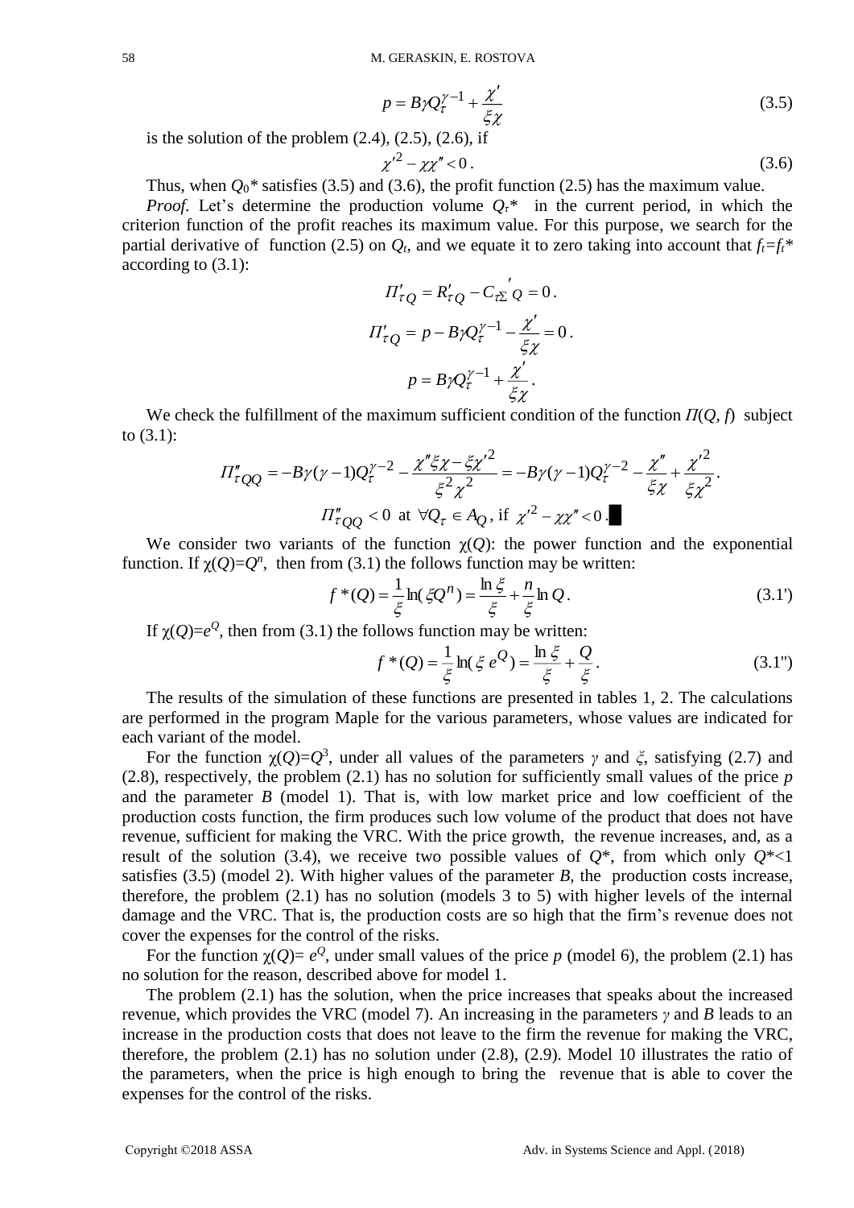$$p = B\gamma Q_\tau^{\gamma-1} + \frac{\chi'}{\xi\chi} \tag{3.5}$$

is the solution of the problem (2.4), (2.5), (2.6), if

$$\chi'^2 - \chi\chi'' < 0\,. \tag{3.6}$$

Thus, when $Q_0$* satisfies (3.5) and (3.6), the profit function (2.5) has the maximum value.

*Proof.* Let's determine the production volume $Q_\tau$* in the current period, in which the criterion function of the profit reaches its maximum value. For this purpose, we search for the partial derivative of function (2.5) on $Q_t$, and we equate it to zero taking into account that $f_t$=$f_t$* according to (3.1):

$$\Pi'_{\tau Q} = R'_{\tau Q} - C_{\tau\Sigma}{}'_Q = 0\,.$$

$$\Pi'_{\tau Q} = p - B\gamma Q_\tau^{\gamma-1} - \frac{\chi'}{\xi\chi} = 0\,.$$

$$p = B\gamma Q_\tau^{\gamma-1} + \frac{\chi'}{\xi\chi}\,.$$

We check the fulfillment of the maximum sufficient condition of the function $\Pi(Q, f)$ subject to (3.1):

$$\Pi''_{\tau QQ} = -B\gamma(\gamma-1)Q_\tau^{\gamma-2} - \frac{\chi''\xi\chi - \xi\chi'^2}{\xi^2\chi^2} = -B\gamma(\gamma-1)Q_\tau^{\gamma-2} - \frac{\chi''}{\xi\chi} + \frac{\chi'^2}{\xi\chi^2}\,.$$

$$\Pi''_{\tau QQ} < 0 \text{ at } \forall Q_\tau \in A_Q\text{, if } \chi'^2 - \chi\chi'' < 0\,. \blacksquare$$

We consider two variants of the function χ($Q$): the power function and the exponential function. If χ($Q$)=$Q^n$, then from (3.1) the follows function may be written:

$$f^*(Q) = \frac{1}{\xi}\ln(\xi Q^n) = \frac{\ln\xi}{\xi} + \frac{n}{\xi}\ln Q\,. \tag{3.1'}$$

If χ($Q$)=$e^Q$, then from (3.1) the follows function may be written:

$$f^*(Q) = \frac{1}{\xi}\ln(\xi\, e^Q) = \frac{\ln\xi}{\xi} + \frac{Q}{\xi}\,. \tag{3.1''}$$

The results of the simulation of these functions are presented in tables 1, 2. The calculations are performed in the program Maple for the various parameters, whose values are indicated for each variant of the model.

For the function χ($Q$)=$Q^3$, under all values of the parameters $\gamma$ and $\xi$, satisfying (2.7) and (2.8), respectively, the problem (2.1) has no solution for sufficiently small values of the price $p$ and the parameter $B$ (model 1). That is, with low market price and low coefficient of the production costs function, the firm produces such low volume of the product that does not have revenue, sufficient for making the VRC. With the price growth, the revenue increases, and, as a result of the solution (3.4), we receive two possible values of $Q$*, from which only $Q$*<1 satisfies (3.5) (model 2). With higher values of the parameter $B$, the production costs increase, therefore, the problem (2.1) has no solution (models 3 to 5) with higher levels of the internal damage and the VRC. That is, the production costs are so high that the firm's revenue does not cover the expenses for the control of the risks.

For the function χ($Q$)= $e^Q$, under small values of the price $p$ (model 6), the problem (2.1) has no solution for the reason, described above for model 1.

The problem (2.1) has the solution, when the price increases that speaks about the increased revenue, which provides the VRC (model 7). An increasing in the parameters $\gamma$ and $B$ leads to an increase in the production costs that does not leave to the firm the revenue for making the VRC, therefore, the problem (2.1) has no solution under (2.8), (2.9). Model 10 illustrates the ratio of the parameters, when the price is high enough to bring the revenue that is able to cover the expenses for the control of the risks.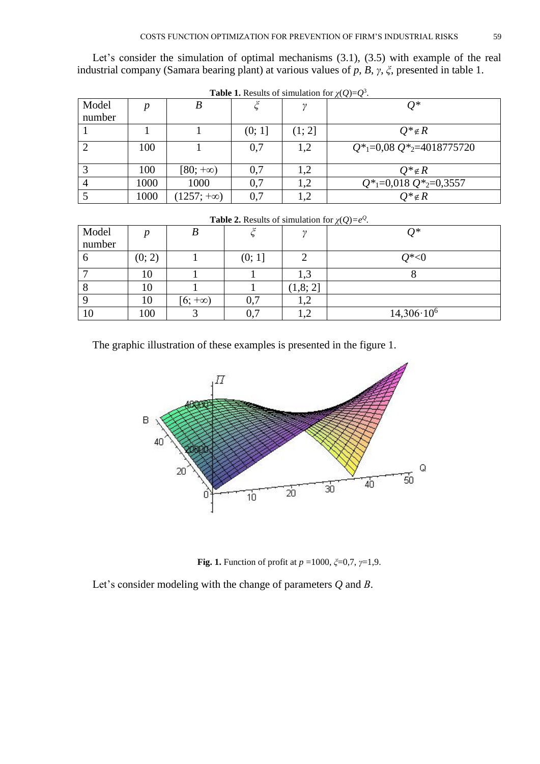Let's consider the simulation of optimal mechanisms (3.1), (3.5) with example of the real industrial company (Samara bearing plant) at various values of $p$, $B$, $\gamma$, $\xi$, presented in table 1.

**Table 1.** Results of simulation for $\chi(Q)=Q^3$.

| Model number | $p$ | $B$ | $\xi$ | $\gamma$ | $Q^*$ |
|---|---|---|---|---|---|
| 1 | 1 | 1 | (0; 1] | (1; 2] | $Q^* \notin R$ |
| 2 | 100 | 1 | 0,7 | 1,2 | $Q^*_1$=0,08 $Q^*_2$=4018775720 |
| 3 | 100 | $[80; +\infty)$ | 0,7 | 1,2 | $Q^* \notin R$ |
| 4 | 1000 | 1000 | 0,7 | 1,2 | $Q^*_1$=0,018 $Q^*_2$=0,3557 |
| 5 | 1000 | $(1257; +\infty)$ | 0,7 | 1,2 | $Q^* \notin R$ |

**Table 2.** Results of simulation for $\chi(Q)=e^Q$.

| Model number | $p$ | $B$ | $\xi$ | $\gamma$ | $Q^*$ |
|---|---|---|---|---|---|
| 6 | (0; 2) | 1 | (0; 1] | 2 | $Q^*<0$ |
| 7 | 10 | 1 | 1 | 1,3 | 8 |
| 8 | 10 | 1 | 1 | (1,8; 2] | |
| 9 | 10 | $[6; +\infty)$ | 0,7 | 1,2 | |
| 10 | 100 | 3 | 0,7 | 1,2 | $14{,}306 \cdot 10^6$ |

The graphic illustration of these examples is presented in the figure 1.

**Fig. 1.** Function of profit at $p$ =1000, $\xi$=0,7, $\gamma$=1,9.

Let's consider modeling with the change of parameters $Q$ and $B$.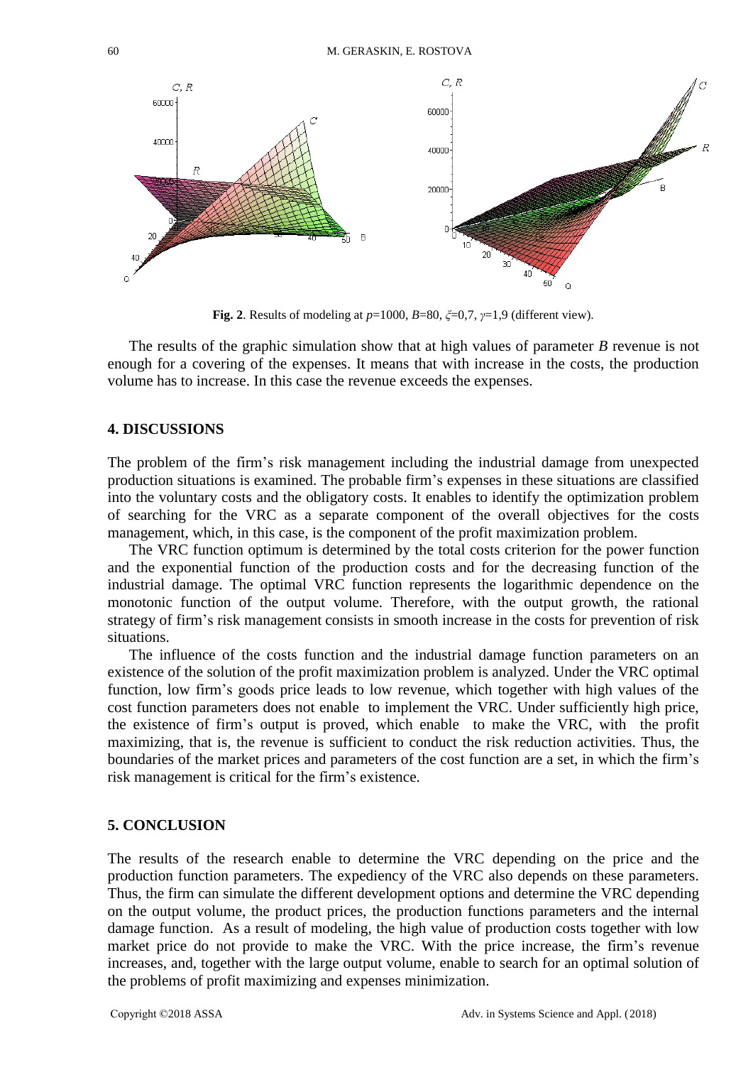**Fig. 2**. Results of modeling at $p$=1000, $B$=80, $\xi$=0,7, $\gamma$=1,9 (different view).

The results of the graphic simulation show that at high values of parameter $B$ revenue is not enough for a covering of the expenses. It means that with increase in the costs, the production volume has to increase. In this case the revenue exceeds the expenses.

## 4. DISCUSSIONS

The problem of the firm's risk management including the industrial damage from unexpected production situations is examined. The probable firm's expenses in these situations are classified into the voluntary costs and the obligatory costs. It enables to identify the optimization problem of searching for the VRC as a separate component of the overall objectives for the costs management, which, in this case, is the component of the profit maximization problem.

The VRC function optimum is determined by the total costs criterion for the power function and the exponential function of the production costs and for the decreasing function of the industrial damage. The optimal VRC function represents the logarithmic dependence on the monotonic function of the output volume. Therefore, with the output growth, the rational strategy of firm's risk management consists in smooth increase in the costs for prevention of risk situations.

The influence of the costs function and the industrial damage function parameters on an existence of the solution of the profit maximization problem is analyzed. Under the VRC optimal function, low firm's goods price leads to low revenue, which together with high values of the cost function parameters does not enable to implement the VRC. Under sufficiently high price, the existence of firm's output is proved, which enable to make the VRC, with the profit maximizing, that is, the revenue is sufficient to conduct the risk reduction activities. Thus, the boundaries of the market prices and parameters of the cost function are a set, in which the firm's risk management is critical for the firm's existence.

## 5. CONCLUSION

The results of the research enable to determine the VRC depending on the price and the production function parameters. The expediency of the VRC also depends on these parameters. Thus, the firm can simulate the different development options and determine the VRC depending on the output volume, the product prices, the production functions parameters and the internal damage function. As a result of modeling, the high value of production costs together with low market price do not provide to make the VRC. With the price increase, the firm's revenue increases, and, together with the large output volume, enable to search for an optimal solution of the problems of profit maximizing and expenses minimization.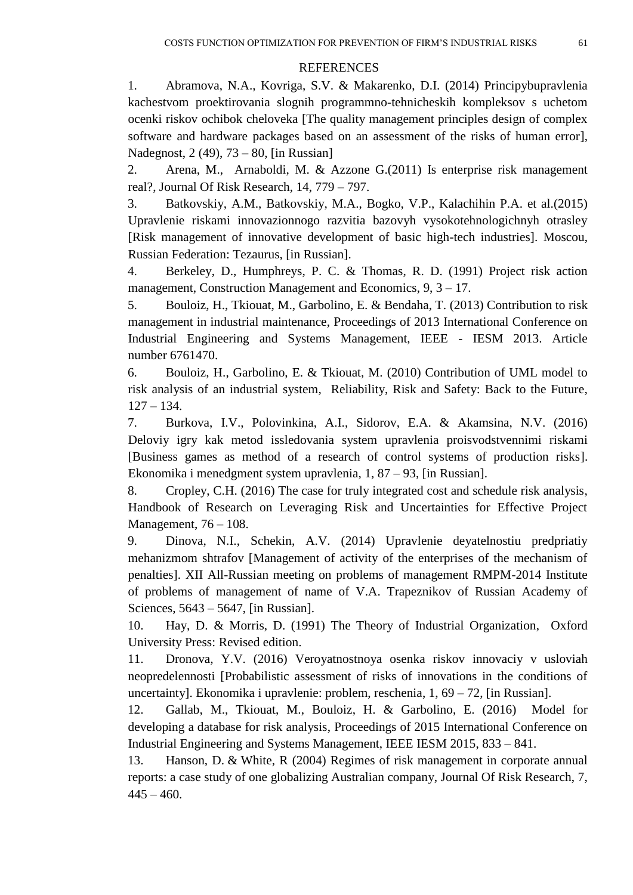## REFERENCES

1. Abramova, N.A., Kovriga, S.V. & Makarenko, D.I. (2014) Principybupravlenia kachestvom proektirovania slognih programmno-tehnicheskih kompleksov s uchetom ocenki riskov ochibok cheloveka [The quality management principles design of complex software and hardware packages based on an assessment of the risks of human error], Nadegnost, 2 (49), 73 – 80, [in Russian]

2. Arena, M., Arnaboldi, M. & Azzone G.(2011) Is enterprise risk management real?, Journal Of Risk Research, 14, 779 – 797.

3. Batkovskiy, A.M., Batkovskiy, M.A., Bogko, V.P., Kalachihin P.A. et al.(2015) Upravlenie riskami innovazionnogo razvitia bazovyh vysokotehnologichnyh otrasley [Risk management of innovative development of basic high-tech industries]. Moscou, Russian Federation: Tezaurus, [in Russian].

4. Berkeley, D., Humphreys, P. C. & Thomas, R. D. (1991) Project risk action management, Construction Management and Economics, 9, 3 – 17.

5. Bouloiz, H., Tkiouat, M., Garbolino, E. & Bendaha, T. (2013) Contribution to risk management in industrial maintenance, Proceedings of 2013 International Conference on Industrial Engineering and Systems Management, IEEE - IESM 2013. Article number 6761470.

6. Bouloiz, H., Garbolino, E. & Tkiouat, M. (2010) Contribution of UML model to risk analysis of an industrial system, Reliability, Risk and Safety: Back to the Future, 127 – 134.

7. Burkova, I.V., Polovinkina, A.I., Sidorov, E.A. & Akamsina, N.V. (2016) Deloviy igry kak metod issledovania system upravlenia proisvodstvennimi riskami [Business games as method of a research of control systems of production risks]. Ekonomika i menedgment system upravlenia, 1, 87 – 93, [in Russian].

8. Cropley, C.H. (2016) The case for truly integrated cost and schedule risk analysis, Handbook of Research on Leveraging Risk and Uncertainties for Effective Project Management, 76 – 108.

9. Dinova, N.I., Schekin, A.V. (2014) Upravlenie deyatelnostiu predpriatiy mehanizmom shtrafov [Management of activity of the enterprises of the mechanism of penalties]. XII All-Russian meeting on problems of management RMPM-2014 Institute of problems of management of name of V.A. Trapeznikov of Russian Academy of Sciences, 5643 – 5647, [in Russian].

10. Hay, D. & Morris, D. (1991) The Theory of Industrial Organization, Oxford University Press: Revised edition.

11. Dronova, Y.V. (2016) Veroyatnostnoya osenka riskov innovaciy v usloviah neopredelennosti [Probabilistic assessment of risks of innovations in the conditions of uncertainty]. Ekonomika i upravlenie: problem, reschenia, 1, 69 – 72, [in Russian].

12. Gallab, M., Tkiouat, M., Bouloiz, H. & Garbolino, E. (2016) Model for developing a database for risk analysis, Proceedings of 2015 International Conference on Industrial Engineering and Systems Management, IEEE IESM 2015, 833 – 841.

13. Hanson, D. & White, R (2004) Regimes of risk management in corporate annual reports: a case study of one globalizing Australian company, Journal Of Risk Research, 7, 445 – 460.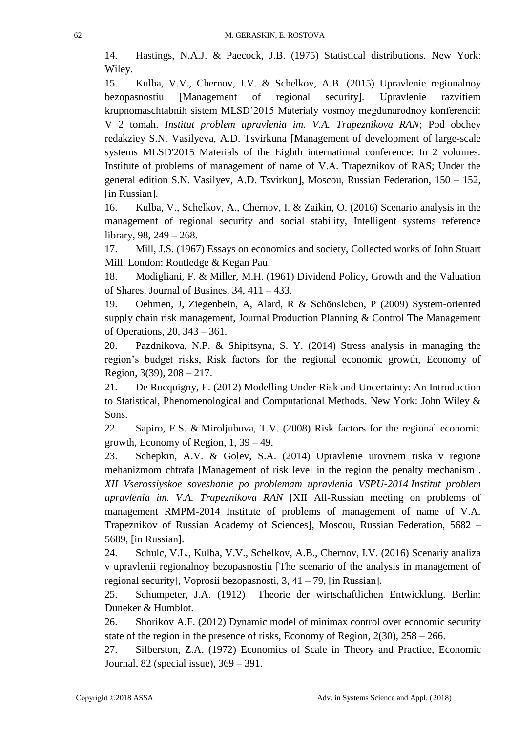14. Hastings, N.A.J. & Paecock, J.B. (1975) Statistical distributions. New York: Wiley.

15. Kulba, V.V., Chernov, I.V. & Schelkov, A.B. (2015) Upravlenie regionalnoy bezopasnostiu [Management of regional security]. Upravlenie razvitiem krupnomaschtabnih sistem MLSD'2015 Materialy vosmoy megdunarodnoy konferencii: V 2 tomah. *Institut problem upravlenia im. V.A. Trapeznikova RAN*; Pod obchey redakziey S.N. Vasilyeva, A.D. Tsvirkuna [Management of development of large-scale systems MLSD'2015 Materials of the Eighth international conference: In 2 volumes. Institute of problems of management of name of V.A. Trapeznikov of RAS; Under the general edition S.N. Vasilyev, A.D. Tsvirkun], Moscou, Russian Federation, 150 – 152, [in Russian].

16. Kulba, V., Schelkov, A., Chernov, I. & Zaikin, O. (2016) Scenario analysis in the management of regional security and social stability, Intelligent systems reference library, 98, 249 – 268.

17. Mill, J.S. (1967) Essays on economics and society, Collected works of John Stuart Mill. London: Routledge & Kegan Pau.

18. Modigliani, F. & Miller, M.H. (1961) Dividend Policy, Growth and the Valuation of Shares, Journal of Busines, 34, 411 – 433.

19. Oehmen, J, Ziegenbein, A, Alard, R & Schönsleben, P (2009) System-oriented supply chain risk management, Journal Production Planning & Control The Management of Operations, 20, 343 – 361.

20. Pazdnikova, N.P. & Shipitsyna, S. Y. (2014) Stress analysis in managing the region's budget risks, Risk factors for the regional economic growth, Economy of Region, 3(39), 208 – 217.

21. De Rocquigny, E. (2012) Modelling Under Risk and Uncertainty: An Introduction to Statistical, Phenomenological and Computational Methods. New York: John Wiley & Sons.

22. Sapiro, E.S. & Miroljubova, T.V. (2008) Risk factors for the regional economic growth, Economy of Region, 1, 39 – 49.

23. Schepkin, A.V. & Golev, S.A. (2014) Upravlenie urovnem riska v regione mehanizmom chtrafa [Management of risk level in the region the penalty mechanism]. *XII Vserossiyskoe soveshanie po problemam upravlenia VSPU-2014 Institut problem upravlenia im. V.A. Trapeznikova RAN* [XII All-Russian meeting on problems of management RMPM-2014 Institute of problems of management of name of V.A. Trapeznikov of Russian Academy of Sciences], Moscou, Russian Federation, 5682 – 5689, [in Russian].

24. Schulc, V.L., Kulba, V.V., Schelkov, A.B., Chernov, I.V. (2016) Scenariy analiza v upravlenii regionalnoy bezopasnostiu [The scenario of the analysis in management of regional security], Voprosii bezopasnosti, 3, 41 – 79, [in Russian].

25. Schumpeter, J.A. (1912) Theorie der wirtschaftlichen Entwicklung. Berlin: Duneker & Humblot.

26. Shorikov A.F. (2012) Dynamic model of minimax control over economic security state of the region in the presence of risks, Economy of Region, 2(30), 258 – 266.

27. Silberston, Z.A. (1972) Economics of Scale in Theory and Practice, Economic Journal, 82 (special issue), 369 – 391.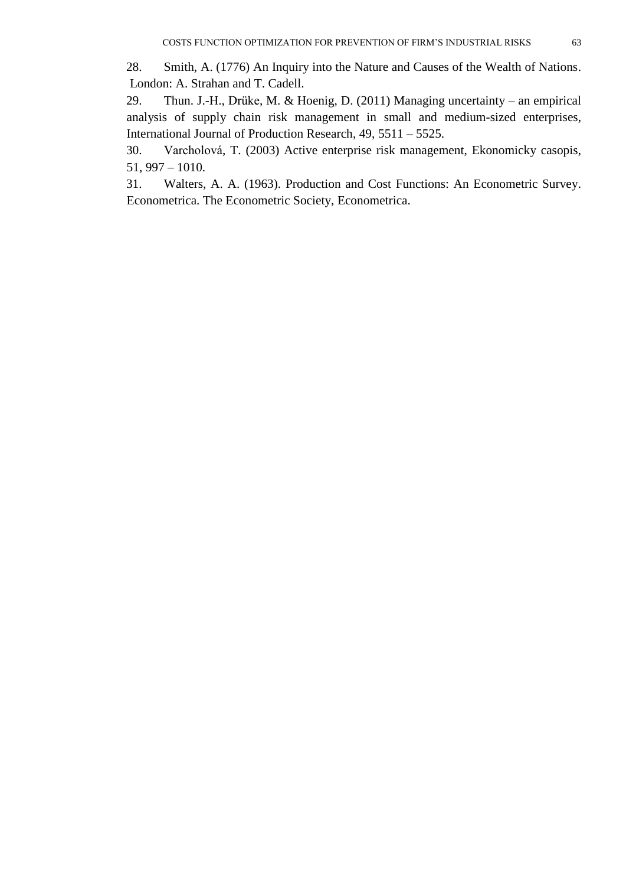28. Smith, A. (1776) An Inquiry into the Nature and Causes of the Wealth of Nations. London: A. Strahan and T. Cadell.

29. Thun. J.-H., Drüke, M. & Hoenig, D. (2011) Managing uncertainty – an empirical analysis of supply chain risk management in small and medium-sized enterprises, International Journal of Production Research, 49, 5511 – 5525.

30. Varcholová, T. (2003) Active enterprise risk management, Ekonomicky casopis, 51, 997 – 1010.

31. Walters, A. A. (1963). Production and Cost Functions: An Econometric Survey. Econometrica. The Econometric Society, Econometrica.